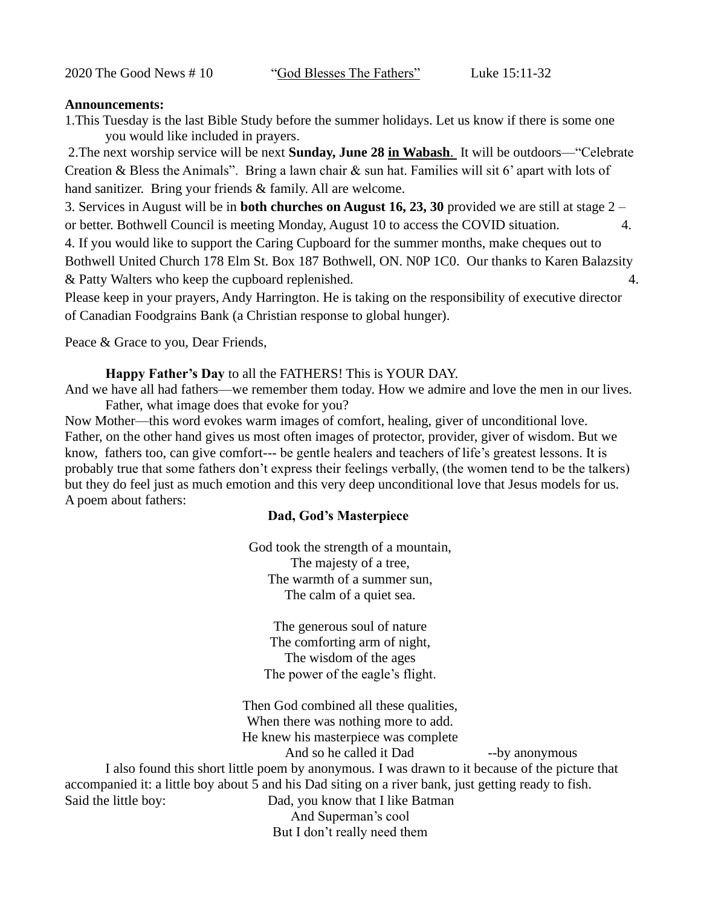2020 The Good News # 10 "God Blesses The Fathers" Luke 15:11-32

**Announcements:**

1.This Tuesday is the last Bible Study before the summer holidays. Let us know if there is some one you would like included in prayers.

2.The next worship service will be next **Sunday, June 28 in Wabash**. It will be outdoors—"Celebrate Creation & Bless the Animals". Bring a lawn chair & sun hat. Families will sit 6' apart with lots of hand sanitizer. Bring your friends & family. All are welcome.

3. Services in August will be in **both churches on August 16, 23, 30** provided we are still at stage 2 – or better. Bothwell Council is meeting Monday, August 10 to access the COVID situation. 4.

4. If you would like to support the Caring Cupboard for the summer months, make cheques out to Bothwell United Church 178 Elm St. Box 187 Bothwell, ON. N0P 1C0. Our thanks to Karen Balazsity & Patty Walters who keep the cupboard replenished. 4.

Please keep in your prayers, Andy Harrington. He is taking on the responsibility of executive director of Canadian Foodgrains Bank (a Christian response to global hunger).

Peace & Grace to you, Dear Friends,

**Happy Father's Day** to all the FATHERS! This is YOUR DAY.

And we have all had fathers—we remember them today. How we admire and love the men in our lives.

Father, what image does that evoke for you?

Now Mother—this word evokes warm images of comfort, healing, giver of unconditional love. Father, on the other hand gives us most often images of protector, provider, giver of wisdom. But we know, fathers too, can give comfort--- be gentle healers and teachers of life's greatest lessons. It is probably true that some fathers don't express their feelings verbally, (the women tend to be the talkers) but they do feel just as much emotion and this very deep unconditional love that Jesus models for us.

A poem about fathers:

**Dad, God's Masterpiece**

God took the strength of a mountain,
The majesty of a tree,
The warmth of a summer sun,
The calm of a quiet sea.

The generous soul of nature
The comforting arm of night,
The wisdom of the ages
The power of the eagle's flight.

Then God combined all these qualities,
When there was nothing more to add.
He knew his masterpiece was complete
And so he called it Dad --by anonymous

I also found this short little poem by anonymous. I was drawn to it because of the picture that accompanied it: a little boy about 5 and his Dad siting on a river bank, just getting ready to fish.

Said the little boy: Dad, you know that I like Batman
And Superman's cool
But I don't really need them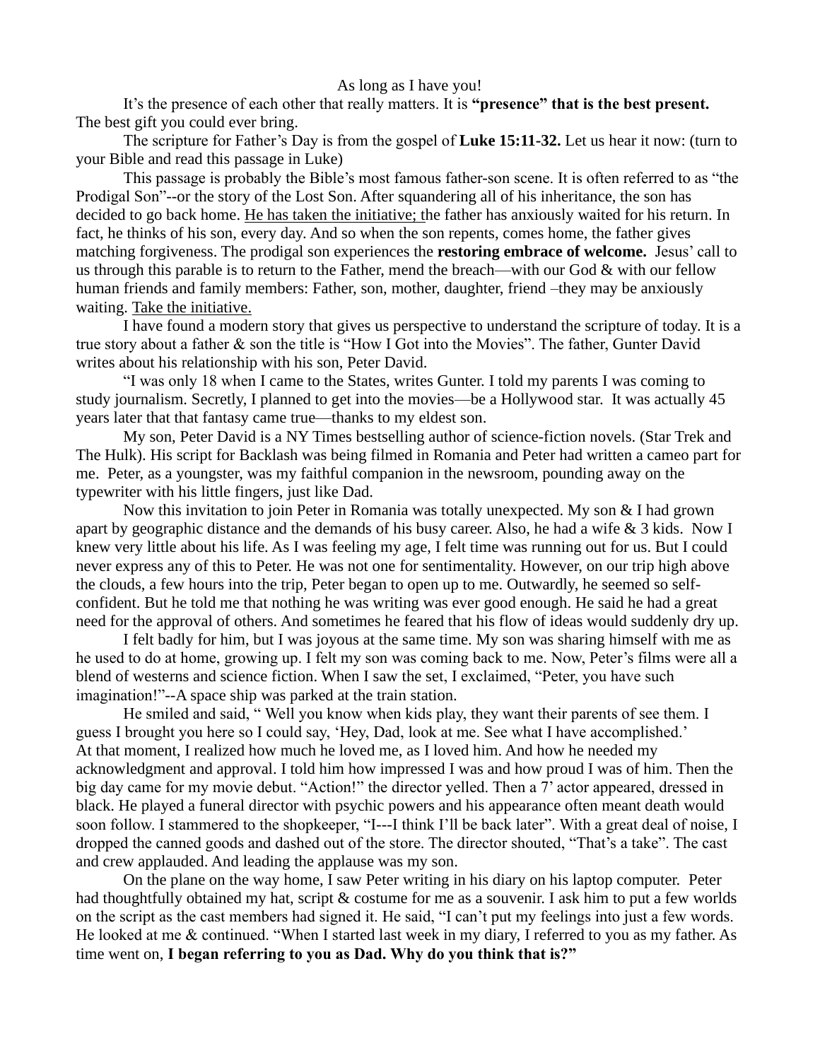As long as I have you!

It's the presence of each other that really matters. It is **"presence" that is the best present.** The best gift you could ever bring.

The scripture for Father's Day is from the gospel of **Luke 15:11-32.** Let us hear it now: (turn to your Bible and read this passage in Luke)

This passage is probably the Bible's most famous father-son scene. It is often referred to as "the Prodigal Son"--or the story of the Lost Son. After squandering all of his inheritance, the son has decided to go back home. <u>He has taken the initiative; t</u>he father has anxiously waited for his return. In fact, he thinks of his son, every day. And so when the son repents, comes home, the father gives matching forgiveness. The prodigal son experiences the **restoring embrace of welcome.** Jesus' call to us through this parable is to return to the Father, mend the breach—with our God & with our fellow human friends and family members: Father, son, mother, daughter, friend –they may be anxiously waiting. <u>Take the initiative.</u>

I have found a modern story that gives us perspective to understand the scripture of today. It is a true story about a father & son the title is "How I Got into the Movies". The father, Gunter David writes about his relationship with his son, Peter David.

"I was only 18 when I came to the States, writes Gunter. I told my parents I was coming to study journalism. Secretly, I planned to get into the movies—be a Hollywood star. It was actually 45 years later that that fantasy came true—thanks to my eldest son.

My son, Peter David is a NY Times bestselling author of science-fiction novels. (Star Trek and The Hulk). His script for Backlash was being filmed in Romania and Peter had written a cameo part for me. Peter, as a youngster, was my faithful companion in the newsroom, pounding away on the typewriter with his little fingers, just like Dad.

Now this invitation to join Peter in Romania was totally unexpected. My son & I had grown apart by geographic distance and the demands of his busy career. Also, he had a wife & 3 kids. Now I knew very little about his life. As I was feeling my age, I felt time was running out for us. But I could never express any of this to Peter. He was not one for sentimentality. However, on our trip high above the clouds, a few hours into the trip, Peter began to open up to me. Outwardly, he seemed so self-confident. But he told me that nothing he was writing was ever good enough. He said he had a great need for the approval of others. And sometimes he feared that his flow of ideas would suddenly dry up.

I felt badly for him, but I was joyous at the same time. My son was sharing himself with me as he used to do at home, growing up. I felt my son was coming back to me. Now, Peter's films were all a blend of westerns and science fiction. When I saw the set, I exclaimed, "Peter, you have such imagination!"--A space ship was parked at the train station.

He smiled and said, " Well you know when kids play, they want their parents of see them. I guess I brought you here so I could say, 'Hey, Dad, look at me. See what I have accomplished.' At that moment, I realized how much he loved me, as I loved him. And how he needed my acknowledgment and approval. I told him how impressed I was and how proud I was of him. Then the big day came for my movie debut. "Action!" the director yelled. Then a 7' actor appeared, dressed in black. He played a funeral director with psychic powers and his appearance often meant death would soon follow. I stammered to the shopkeeper, "I---I think I'll be back later". With a great deal of noise, I dropped the canned goods and dashed out of the store. The director shouted, "That's a take". The cast and crew applauded. And leading the applause was my son.

On the plane on the way home, I saw Peter writing in his diary on his laptop computer. Peter had thoughtfully obtained my hat, script & costume for me as a souvenir. I ask him to put a few worlds on the script as the cast members had signed it. He said, "I can't put my feelings into just a few words. He looked at me & continued. "When I started last week in my diary, I referred to you as my father. As time went on, **I began referring to you as Dad. Why do you think that is?"**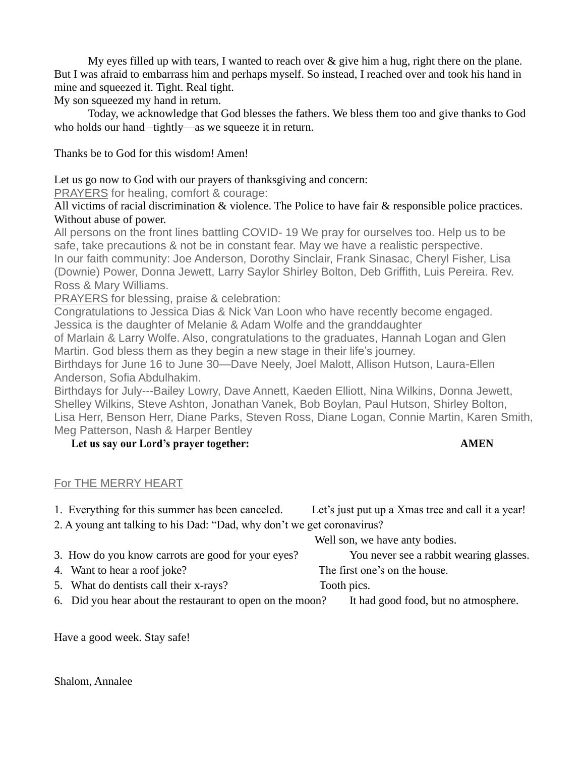My eyes filled up with tears, I wanted to reach over & give him a hug, right there on the plane. But I was afraid to embarrass him and perhaps myself. So instead, I reached over and took his hand in mine and squeezed it. Tight. Real tight.
My son squeezed my hand in return.

Today, we acknowledge that God blesses the fathers. We bless them too and give thanks to God who holds our hand –tightly—as we squeeze it in return.

Thanks be to God for this wisdom! Amen!

Let us go now to God with our prayers of thanksgiving and concern:
PRAYERS for healing, comfort & courage:
All victims of racial discrimination & violence. The Police to have fair & responsible police practices. Without abuse of power.
All persons on the front lines battling COVID- 19 We pray for ourselves too. Help us to be safe, take precautions & not be in constant fear. May we have a realistic perspective.
In our faith community: Joe Anderson, Dorothy Sinclair, Frank Sinasac, Cheryl Fisher, Lisa (Downie) Power, Donna Jewett, Larry Saylor Shirley Bolton, Deb Griffith, Luis Pereira. Rev. Ross & Mary Williams.
PRAYERS for blessing, praise & celebration:
Congratulations to Jessica Dias & Nick Van Loon who have recently become engaged. Jessica is the daughter of Melanie & Adam Wolfe and the granddaughter of Marlain & Larry Wolfe. Also, congratulations to the graduates, Hannah Logan and Glen Martin. God bless them as they begin a new stage in their life's journey.
Birthdays for June 16 to June 30—Dave Neely, Joel Malott, Allison Hutson, Laura-Ellen Anderson, Sofia Abdulhakim.
Birthdays for July---Bailey Lowry, Dave Annett, Kaeden Elliott, Nina Wilkins, Donna Jewett, Shelley Wilkins, Steve Ashton, Jonathan Vanek, Bob Boylan, Paul Hutson, Shirley Bolton, Lisa Herr, Benson Herr, Diane Parks, Steven Ross, Diane Logan, Connie Martin, Karen Smith, Meg Patterson, Nash & Harper Bentley

**Let us say our Lord's prayer together:** **AMEN**

For THE MERRY HEART

1. Everything for this summer has been canceled. Let's just put up a Xmas tree and call it a year!
2. A young ant talking to his Dad: "Dad, why don't we get coronavirus?
   Well son, we have anty bodies.
3. How do you know carrots are good for your eyes? You never see a rabbit wearing glasses.
4. Want to hear a roof joke? The first one's on the house.
5. What do dentists call their x-rays? Tooth pics.
6. Did you hear about the restaurant to open on the moon? It had good food, but no atmosphere.

Have a good week. Stay safe!

Shalom, Annalee